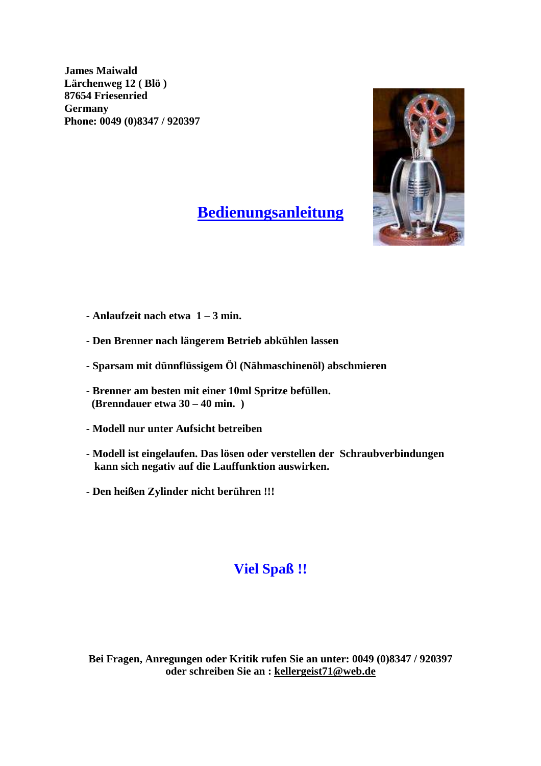**James Maiwald**
**Lärchenweg 12 ( Blö )**
**87654 Friesenried**
**Germany**
**Phone: 0049 (0)8347 / 920397**

# Bedienungsanleitung

- **Anlaufzeit nach etwa 1 – 3 min.**
- **Den Brenner nach längerem Betrieb abkühlen lassen**
- **Sparsam mit dünnflüssigem Öl (Nähmaschinenöl) abschmieren**
- **Brenner am besten mit einer 10ml Spritze befüllen.**
  **(Brenndauer etwa 30 – 40 min. )**
- **Modell nur unter Aufsicht betreiben**
- **Modell ist eingelaufen. Das lösen oder verstellen der Schraubverbindungen kann sich negativ auf die Lauffunktion auswirken.**
- **Den heißen Zylinder nicht berühren !!!**

## Viel Spaß !!

**Bei Fragen, Anregungen oder Kritik rufen Sie an unter: 0049 (0)8347 / 920397**
**oder schreiben Sie an : kellergeist71@web.de**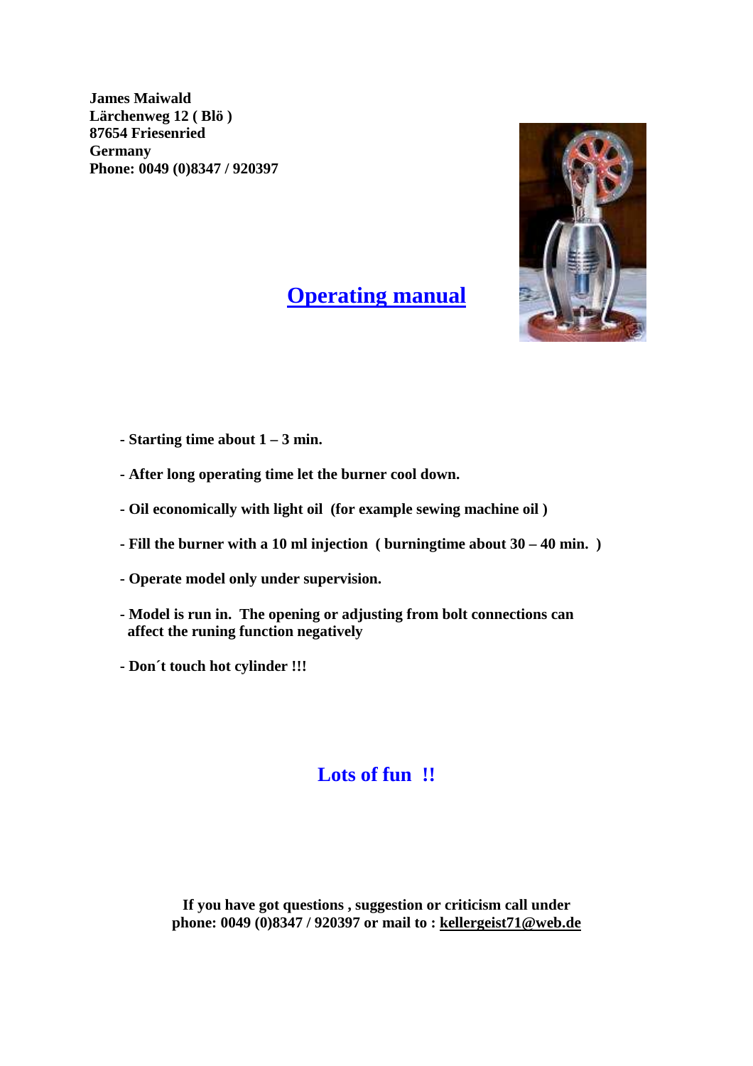**James Maiwald**
**Lärchenweg 12 ( Blö )**
**87654 Friesenried**
**Germany**
**Phone: 0049 (0)8347 / 920397**

# Operating manual

- **Starting time about 1 – 3 min.**
- **After long operating time let the burner cool down.**
- **Oil economically with light oil (for example sewing machine oil )**
- **Fill the burner with a 10 ml injection ( burningtime about 30 – 40 min. )**
- **Operate model only under supervision.**
- **Model is run in. The opening or adjusting from bolt connections can affect the runing function negatively**
- **Don´t touch hot cylinder !!!**

## Lots of fun !!

**If you have got questions , suggestion or criticism call under phone: 0049 (0)8347 / 920397 or mail to : kellergeist71@web.de**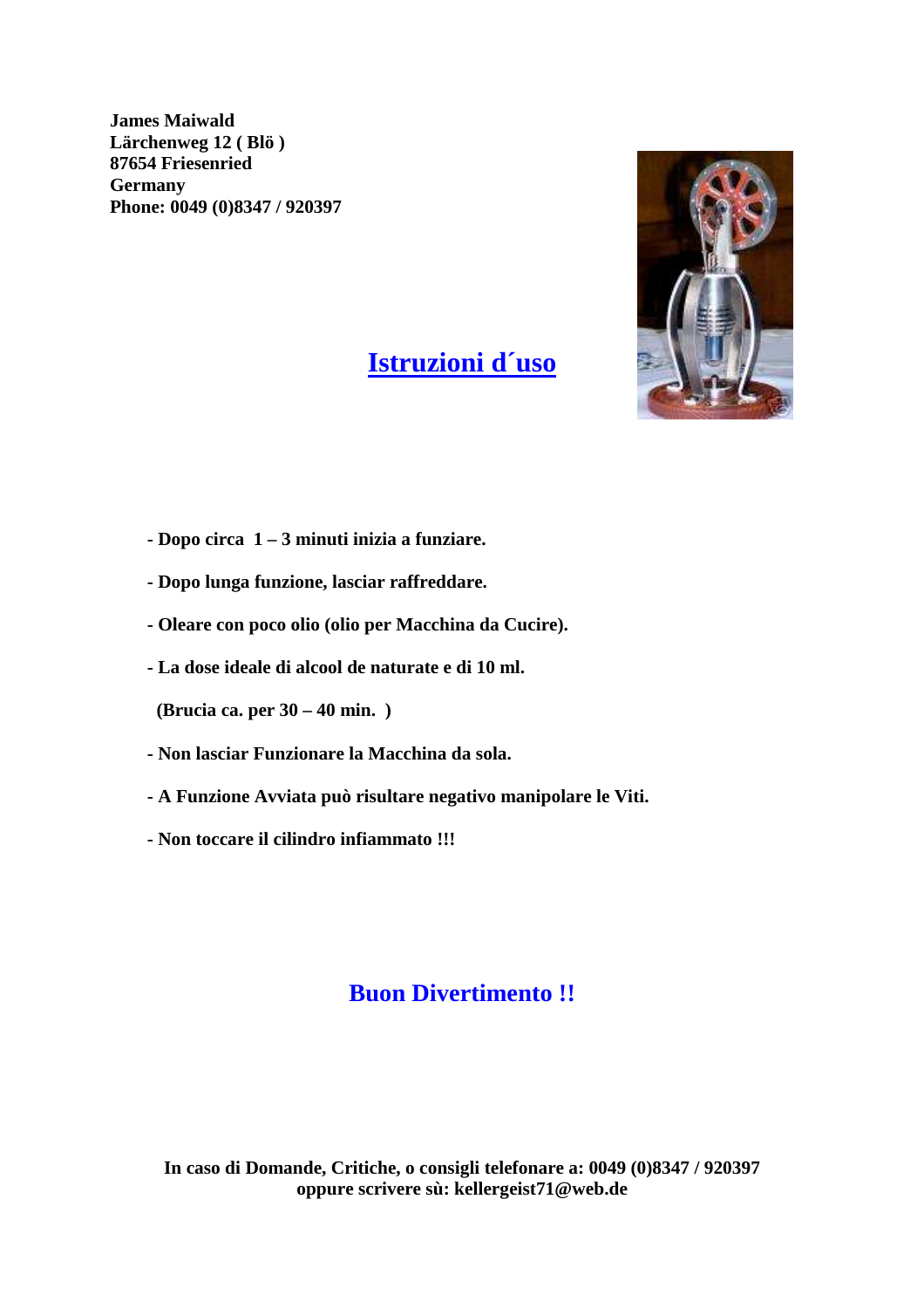**James Maiwald**
**Lärchenweg 12 ( Blö )**
**87654 Friesenried**
**Germany**
**Phone: 0049 (0)8347 / 920397**

# Istruzioni d´uso

- **Dopo circa 1 – 3 minuti inizia a funziare.**
- **Dopo lunga funzione, lasciar raffreddare.**
- **Oleare con poco olio (olio per Macchina da Cucire).**
- **La dose ideale di alcool de naturate e di 10 ml.**

  **(Brucia ca. per 30 – 40 min. )**
- **Non lasciar Funzionare la Macchina da sola.**
- **A Funzione Avviata può risultare negativo manipolare le Viti.**
- **Non toccare il cilindro infiammato !!!**

## Buon Divertimento !!

**In caso di Domande, Critiche, o consigli telefonare a: 0049 (0)8347 / 920397**
**oppure scrivere sù: kellergeist71@web.de**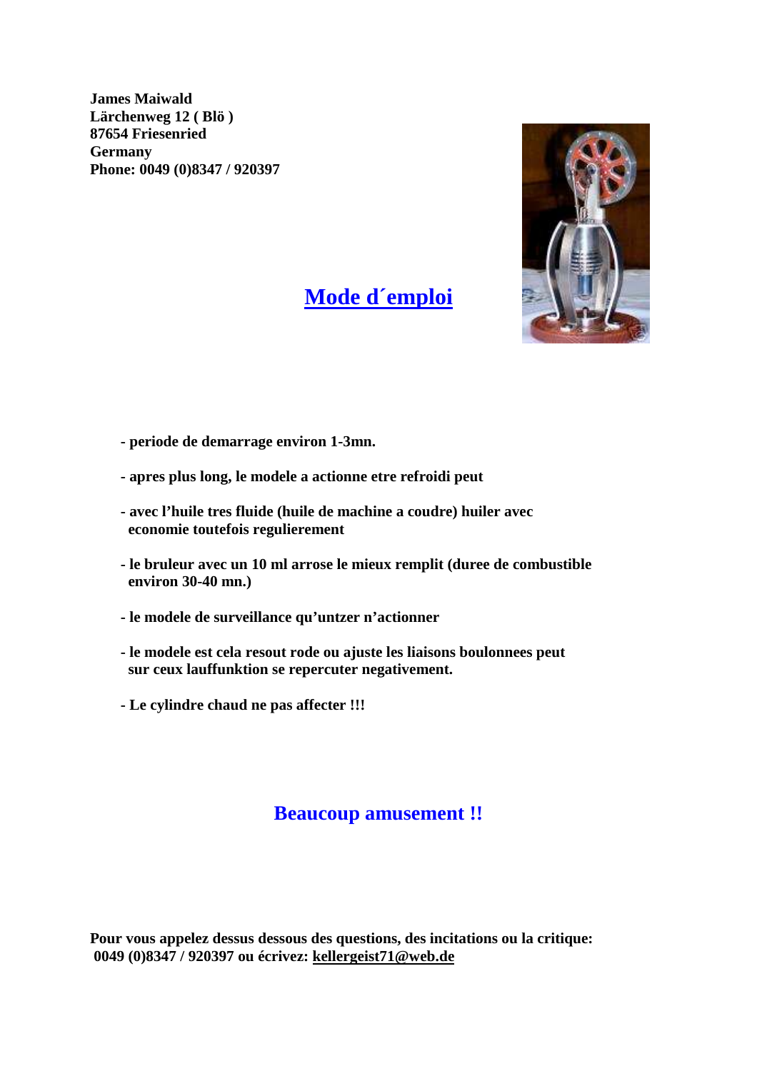**James Maiwald**
**Lärchenweg 12 ( Blö )**
**87654 Friesenried**
**Germany**
**Phone: 0049 (0)8347 / 920397**

# Mode d´emploi

- **periode de demarrage environ 1-3mn.**
- **apres plus long, le modele a actionne etre refroidi peut**
- **avec l'huile tres fluide (huile de machine a coudre) huiler avec economie toutefois regulierement**
- **le bruleur avec un 10 ml arrose le mieux remplit (duree de combustible environ 30-40 mn.)**
- **le modele de surveillance qu'untzer n'actionner**
- **le modele est cela resout rode ou ajuste les liaisons boulonnees peut sur ceux lauffunktion se repercuter negativement.**
- **Le cylindre chaud ne pas affecter !!!**

## Beaucoup amusement !!

**Pour vous appelez dessus dessous des questions, des incitations ou la critique: 0049 (0)8347 / 920397 ou écrivez: kellergeist71@web.de**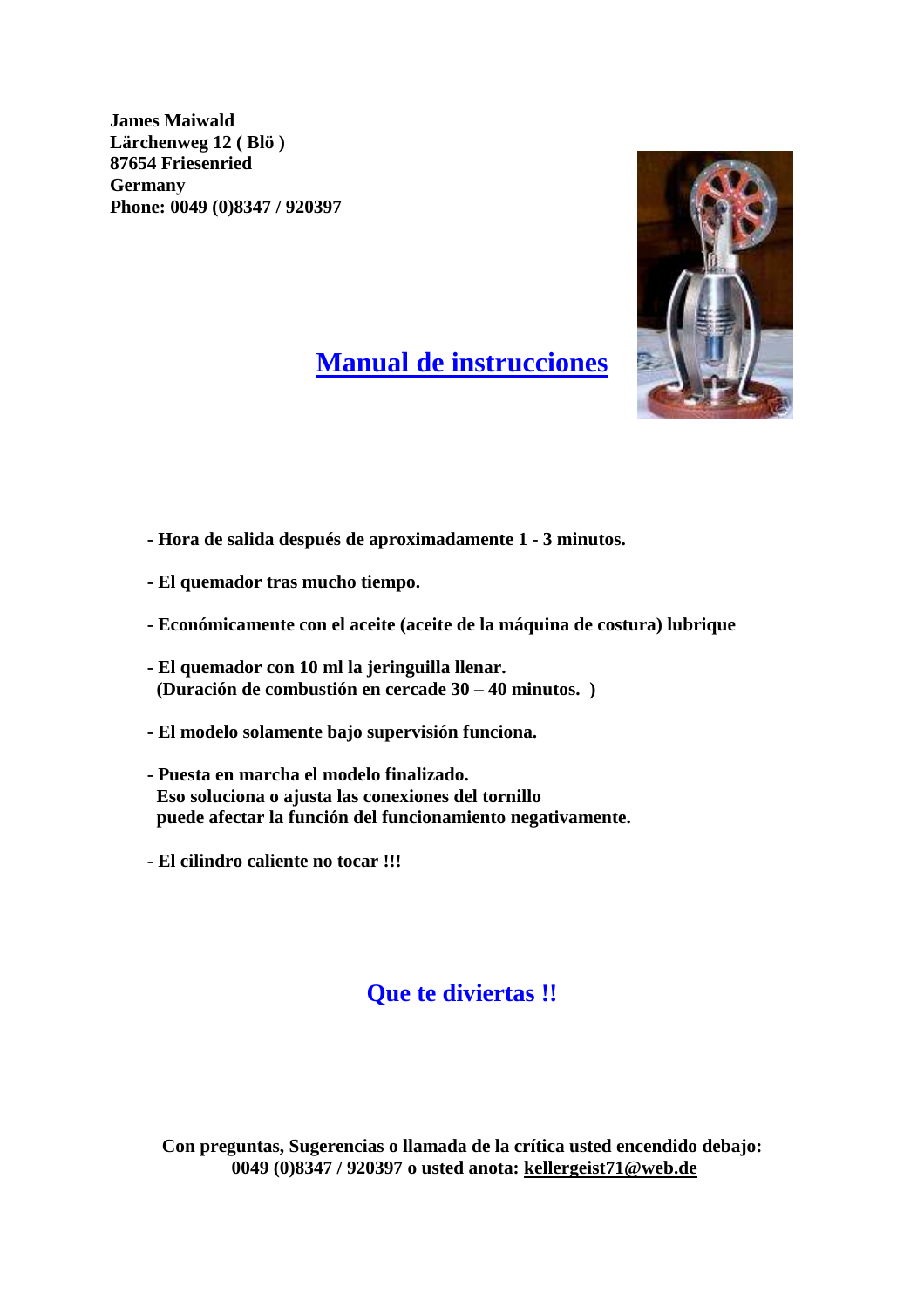**James Maiwald**
**Lärchenweg 12 ( Blö )**
**87654 Friesenried**
**Germany**
**Phone: 0049 (0)8347 / 920397**

# Manual de instrucciones

- **Hora de salida después de aproximadamente 1 - 3 minutos.**
- **El quemador tras mucho tiempo.**
- **Económicamente con el aceite (aceite de la máquina de costura) lubrique**
- **El quemador con 10 ml la jeringuilla llenar.**
  **(Duración de combustión en cercade 30 – 40 minutos. )**
- **El modelo solamente bajo supervisión funciona.**
- **Puesta en marcha el modelo finalizado.**
  **Eso soluciona o ajusta las conexiones del tornillo**
  **puede afectar la función del funcionamiento negativamente.**
- **El cilindro caliente no tocar !!!**

## Que te diviertas !!

**Con preguntas, Sugerencias o llamada de la crítica usted encendido debajo: 0049 (0)8347 / 920397 o usted anota: kellergeist71@web.de**